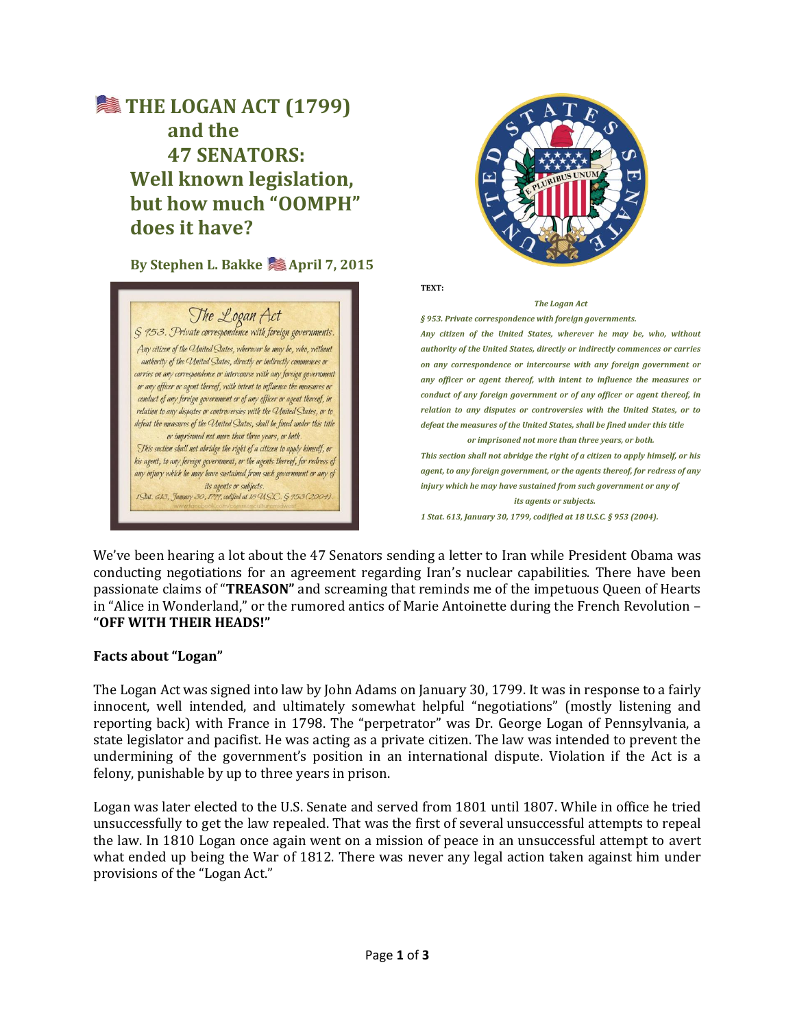# 🇺🇸 THE LOGAN ACT (1799) and the 47 SENATORS: Well known legislation, but how much "OOMPH" does it have?

**By Stephen L. Bakke 🇺🇸 April 7, 2015**

**TEXT:**

***The Logan Act***

***§ 953. Private correspondence with foreign governments.***

***Any citizen of the United States, wherever he may be, who, without authority of the United States, directly or indirectly commences or carries on any correspondence or intercourse with any foreign government or any officer or agent thereof, with intent to influence the measures or conduct of any foreign government or of any officer or agent thereof, in relation to any disputes or controversies with the United States, or to defeat the measures of the United States, shall be fined under this title or imprisoned not more than three years, or both.***

***This section shall not abridge the right of a citizen to apply himself, or his agent, to any foreign government, or the agents thereof, for redress of any injury which he may have sustained from such government or any of its agents or subjects.***

***1 Stat. 613, January 30, 1799, codified at 18 U.S.C. § 953 (2004).***

We've been hearing a lot about the 47 Senators sending a letter to Iran while President Obama was conducting negotiations for an agreement regarding Iran's nuclear capabilities. There have been passionate claims of "**TREASON"** and screaming that reminds me of the impetuous Queen of Hearts in "Alice in Wonderland," or the rumored antics of Marie Antoinette during the French Revolution – **"OFF WITH THEIR HEADS!"**

**Facts about "Logan"**

The Logan Act was signed into law by John Adams on January 30, 1799. It was in response to a fairly innocent, well intended, and ultimately somewhat helpful "negotiations" (mostly listening and reporting back) with France in 1798. The "perpetrator" was Dr. George Logan of Pennsylvania, a state legislator and pacifist. He was acting as a private citizen. The law was intended to prevent the undermining of the government's position in an international dispute. Violation if the Act is a felony, punishable by up to three years in prison.

Logan was later elected to the U.S. Senate and served from 1801 until 1807. While in office he tried unsuccessfully to get the law repealed. That was the first of several unsuccessful attempts to repeal the law. In 1810 Logan once again went on a mission of peace in an unsuccessful attempt to avert what ended up being the War of 1812. There was never any legal action taken against him under provisions of the "Logan Act."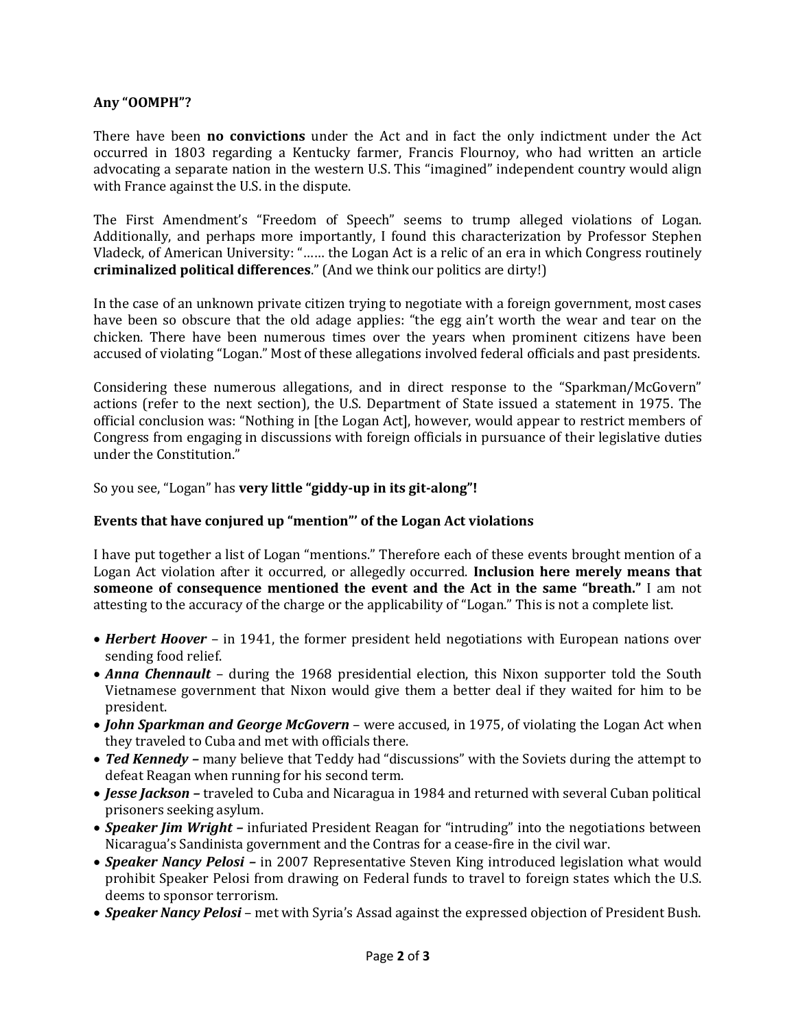**Any "OOMPH"?**

There have been **no convictions** under the Act and in fact the only indictment under the Act occurred in 1803 regarding a Kentucky farmer, Francis Flournoy, who had written an article advocating a separate nation in the western U.S. This "imagined" independent country would align with France against the U.S. in the dispute.

The First Amendment's "Freedom of Speech" seems to trump alleged violations of Logan. Additionally, and perhaps more importantly, I found this characterization by Professor Stephen Vladeck, of American University: "…… the Logan Act is a relic of an era in which Congress routinely **criminalized political differences**." (And we think our politics are dirty!)

In the case of an unknown private citizen trying to negotiate with a foreign government, most cases have been so obscure that the old adage applies: "the egg ain't worth the wear and tear on the chicken. There have been numerous times over the years when prominent citizens have been accused of violating "Logan." Most of these allegations involved federal officials and past presidents.

Considering these numerous allegations, and in direct response to the "Sparkman/McGovern" actions (refer to the next section), the U.S. Department of State issued a statement in 1975. The official conclusion was: "Nothing in [the Logan Act], however, would appear to restrict members of Congress from engaging in discussions with foreign officials in pursuance of their legislative duties under the Constitution."

So you see, "Logan" has **very little "giddy-up in its git-along"!**

**Events that have conjured up "mention"' of the Logan Act violations**

I have put together a list of Logan "mentions." Therefore each of these events brought mention of a Logan Act violation after it occurred, or allegedly occurred. **Inclusion here merely means that someone of consequence mentioned the event and the Act in the same "breath."** I am not attesting to the accuracy of the charge or the applicability of "Logan." This is not a complete list.

- ***Herbert Hoover*** – in 1941, the former president held negotiations with European nations over sending food relief.
- ***Anna Chennault*** – during the 1968 presidential election, this Nixon supporter told the South Vietnamese government that Nixon would give them a better deal if they waited for him to be president.
- ***John Sparkman and George McGovern*** – were accused, in 1975, of violating the Logan Act when they traveled to Cuba and met with officials there.
- ***Ted Kennedy*** **–** many believe that Teddy had "discussions" with the Soviets during the attempt to defeat Reagan when running for his second term.
- ***Jesse Jackson*** **–** traveled to Cuba and Nicaragua in 1984 and returned with several Cuban political prisoners seeking asylum.
- ***Speaker Jim Wright*** **–** infuriated President Reagan for "intruding" into the negotiations between Nicaragua's Sandinista government and the Contras for a cease-fire in the civil war.
- ***Speaker Nancy Pelosi*** **–** in 2007 Representative Steven King introduced legislation what would prohibit Speaker Pelosi from drawing on Federal funds to travel to foreign states which the U.S. deems to sponsor terrorism.
- ***Speaker Nancy Pelosi*** – met with Syria's Assad against the expressed objection of President Bush.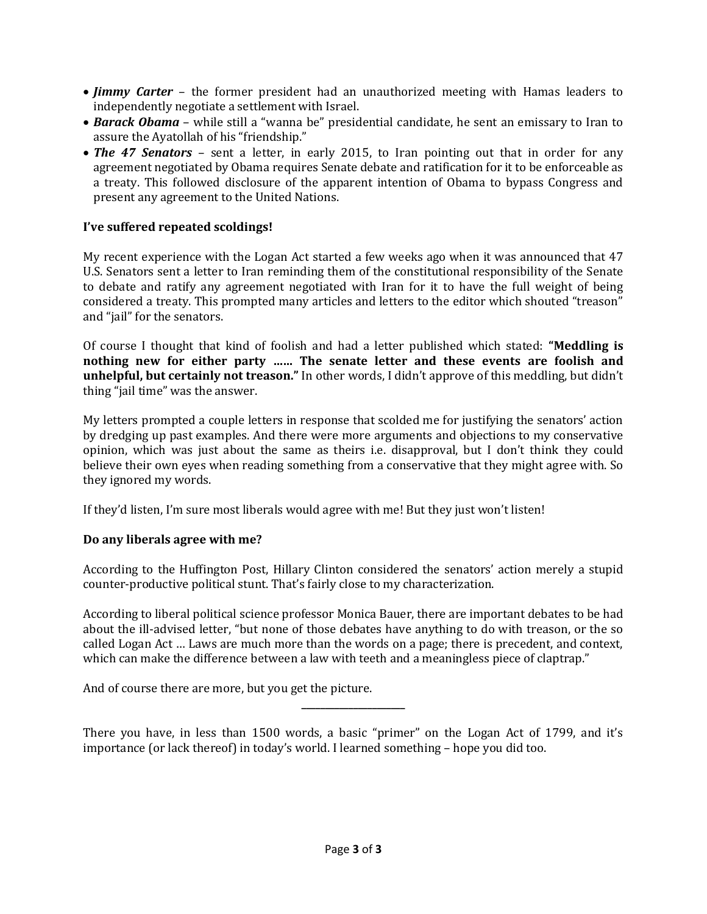- ***Jimmy Carter*** – the former president had an unauthorized meeting with Hamas leaders to independently negotiate a settlement with Israel.
- ***Barack Obama*** – while still a "wanna be" presidential candidate, he sent an emissary to Iran to assure the Ayatollah of his "friendship."
- ***The 47 Senators*** – sent a letter, in early 2015, to Iran pointing out that in order for any agreement negotiated by Obama requires Senate debate and ratification for it to be enforceable as a treaty. This followed disclosure of the apparent intention of Obama to bypass Congress and present any agreement to the United Nations.

**I've suffered repeated scoldings!**

My recent experience with the Logan Act started a few weeks ago when it was announced that 47 U.S. Senators sent a letter to Iran reminding them of the constitutional responsibility of the Senate to debate and ratify any agreement negotiated with Iran for it to have the full weight of being considered a treaty. This prompted many articles and letters to the editor which shouted "treason" and "jail" for the senators.

Of course I thought that kind of foolish and had a letter published which stated: **"Meddling is nothing new for either party …… The senate letter and these events are foolish and unhelpful, but certainly not treason."** In other words, I didn't approve of this meddling, but didn't thing "jail time" was the answer.

My letters prompted a couple letters in response that scolded me for justifying the senators' action by dredging up past examples. And there were more arguments and objections to my conservative opinion, which was just about the same as theirs i.e. disapproval, but I don't think they could believe their own eyes when reading something from a conservative that they might agree with. So they ignored my words.

If they'd listen, I'm sure most liberals would agree with me! But they just won't listen!

**Do any liberals agree with me?**

According to the Huffington Post, Hillary Clinton considered the senators' action merely a stupid counter-productive political stunt. That's fairly close to my characterization.

According to liberal political science professor Monica Bauer, there are important debates to be had about the ill-advised letter, "but none of those debates have anything to do with treason, or the so called Logan Act … Laws are much more than the words on a page; there is precedent, and context, which can make the difference between a law with teeth and a meaningless piece of claptrap."

And of course there are more, but you get the picture.

---

There you have, in less than 1500 words, a basic "primer" on the Logan Act of 1799, and it's importance (or lack thereof) in today's world. I learned something – hope you did too.